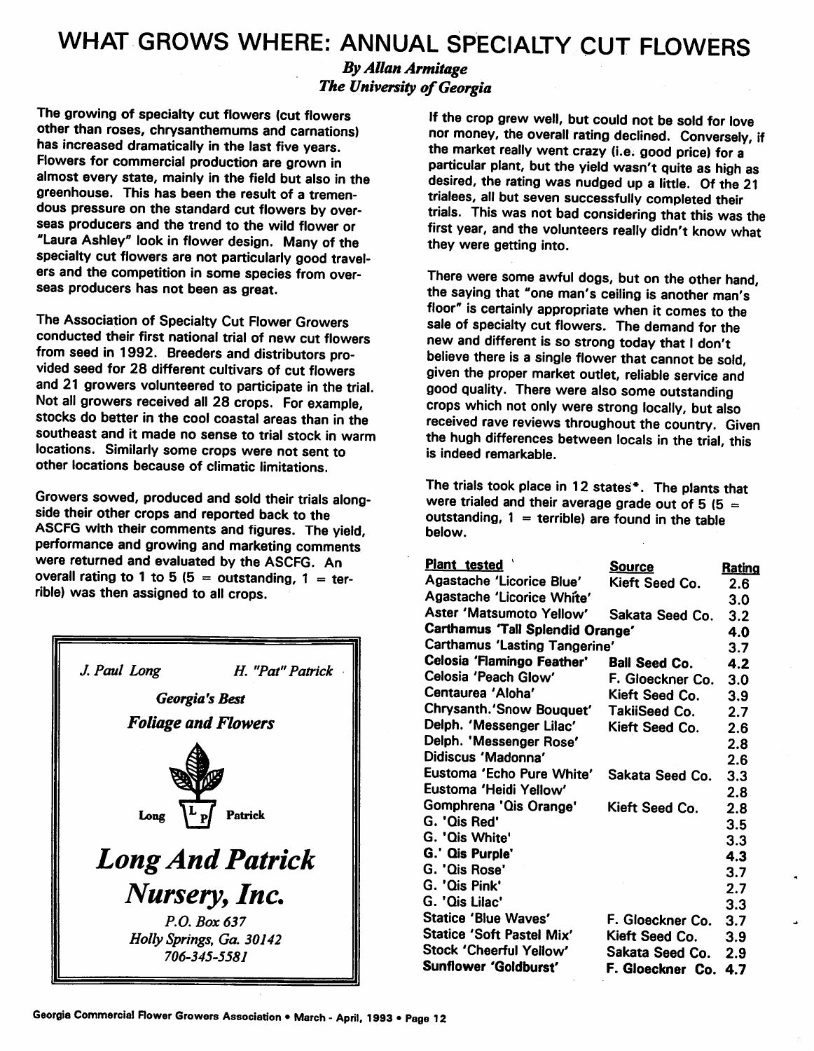# WHAT GROWS WHERE: ANNUAL SPECIALTY CUT FLOWERS

*By Allan Armitage*
*The University of Georgia*

The growing of specialty cut flowers (cut flowers other than roses, chrysanthemums and carnations) has increased dramatically in the last five years. Flowers for commercial production are grown in almost every state, mainly in the field but also in the greenhouse. This has been the result of a tremendous pressure on the standard cut flowers by overseas producers and the trend to the wild flower or "Laura Ashley" look in flower design. Many of the specialty cut flowers are not particularly good travelers and the competition in some species from overseas producers has not been as great.

The Association of Specialty Cut Flower Growers conducted their first national trial of new cut flowers from seed in 1992. Breeders and distributors provided seed for 28 different cultivars of cut flowers and 21 growers volunteered to participate in the trial. Not all growers received all 28 crops. For example, stocks do better in the cool coastal areas than in the southeast and it made no sense to trial stock in warm locations. Similarly some crops were not sent to other locations because of climatic limitations.

Growers sowed, produced and sold their trials alongside their other crops and reported back to the ASCFG with their comments and figures. The yield, performance and growing and marketing comments were returned and evaluated by the ASCFG. An overall rating to 1 to 5 (5 = outstanding, 1 = terrible) was then assigned to all crops.

*J. Paul Long* *H. "Pat" Patrick*

***Georgia's Best***
***Foliage and Flowers***

Long Patrick

***Long And Patrick Nursery, Inc.***

*P.O. Box 637*
*Holly Springs, Ga. 30142*
*706-345-5581*

If the crop grew well, but could not be sold for love nor money, the overall rating declined. Conversely, if the market really went crazy (i.e. good price) for a particular plant, but the yield wasn't quite as high as desired, the rating was nudged up a little. Of the 21 trialees, all but seven successfully completed their trials. This was not bad considering that this was the first year, and the volunteers really didn't know what they were getting into.

There were some awful dogs, but on the other hand, the saying that "one man's ceiling is another man's floor" is certainly appropriate when it comes to the sale of specialty cut flowers. The demand for the new and different is so strong today that I don't believe there is a single flower that cannot be sold, given the proper market outlet, reliable service and good quality. There were also some outstanding crops which not only were strong locally, but also received rave reviews throughout the country. Given the hugh differences between locals in the trial, this is indeed remarkable.

The trials took place in 12 states*. The plants that were trialed and their average grade out of 5 (5 = outstanding, 1 = terrible) are found in the table below.

| Plant tested | Source | Rating |
|---|---|---|
| Agastache 'Licorice Blue' | Kieft Seed Co. | 2.6 |
| Agastache 'Licorice White' | | 3.0 |
| Aster 'Matsumoto Yellow' | Sakata Seed Co. | 3.2 |
| **Carthamus 'Tall Splendid Orange'** | | **4.0** |
| Carthamus 'Lasting Tangerine' | | 3.7 |
| **Celosia 'Flamingo Feather'** | **Ball Seed Co.** | **4.2** |
| Celosia 'Peach Glow' | F. Gloeckner Co. | 3.0 |
| Centaurea 'Aloha' | Kieft Seed Co. | 3.9 |
| Chrysanth.'Snow Bouquet' | TakiiSeed Co. | 2.7 |
| Delph. 'Messenger Lilac' | Kieft Seed Co. | 2.6 |
| Delph. 'Messenger Rose' | | 2.8 |
| Didiscus 'Madonna' | | 2.6 |
| Eustoma 'Echo Pure White' | Sakata Seed Co. | 3.3 |
| Eustoma 'Heidi Yellow' | | 2.8 |
| Gomphrena 'Qis Orange' | Kieft Seed Co. | 2.8 |
| G. 'Qis Red' | | 3.5 |
| G. 'Qis White' | | 3.3 |
| **G.' Qis Purple'** | | **4.3** |
| G. 'Qis Rose' | | 3.7 |
| G. 'Qis Pink' | | 2.7 |
| G. 'Qis Lilac' | | 3.3 |
| Statice 'Blue Waves' | F. Gloeckner Co. | 3.7 |
| Statice 'Soft Pastel Mix' | Kieft Seed Co. | 3.9 |
| Stock 'Cheerful Yellow' | Sakata Seed Co. | 2.9 |
| **Sunflower 'Goldburst'** | **F. Gloeckner Co.** | **4.7** |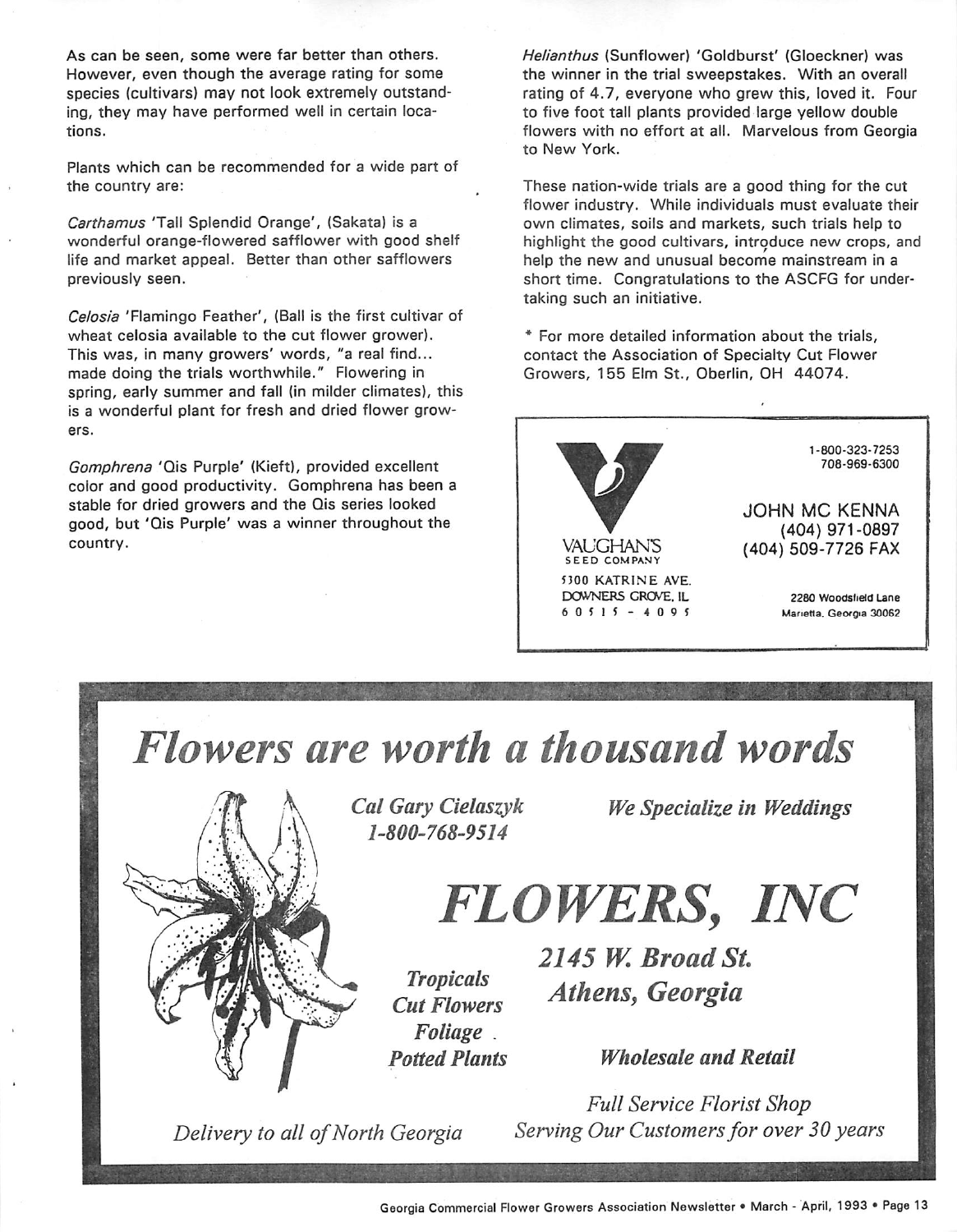As can be seen, some were far better than others. However, even though the average rating for some species (cultivars) may not look extremely outstanding, they may have performed well in certain locations.

Plants which can be recommended for a wide part of the country are:

*Carthamus* 'Tall Splendid Orange', (Sakata) is a wonderful orange-flowered safflower with good shelf life and market appeal. Better than other safflowers previously seen.

*Celosia* 'Flamingo Feather', (Ball is the first cultivar of wheat celosia available to the cut flower grower). This was, in many growers' words, "a real find... made doing the trials worthwhile." Flowering in spring, early summer and fall (in milder climates), this is a wonderful plant for fresh and dried flower growers.

*Gomphrena* 'Qis Purple' (Kieft), provided excellent color and good productivity. Gomphrena has been a stable for dried growers and the Qis series looked good, but 'Qis Purple' was a winner throughout the country.

*Helianthus* (Sunflower) 'Goldburst' (Gloeckner) was the winner in the trial sweepstakes. With an overall rating of 4.7, everyone who grew this, loved it. Four to five foot tall plants provided large yellow double flowers with no effort at all. Marvelous from Georgia to New York.

These nation-wide trials are a good thing for the cut flower industry. While individuals must evaluate their own climates, soils and markets, such trials help to highlight the good cultivars, introduce new crops, and help the new and unusual become mainstream in a short time. Congratulations to the ASCFG for undertaking such an initiative.

* For more detailed information about the trials, contact the Association of Specialty Cut Flower Growers, 155 Elm St., Oberlin, OH 44074.

---

VAUGHAN'S
SEED COMPANY
5300 KATRINE AVE.
DOWNERS GROVE, IL
60515 - 4095

1-800-323-7253
708-969-6300

JOHN MC KENNA
(404) 971-0897
(404) 509-7726 FAX

2280 Woodsfield Lane
Marietta, Georgia 30062

---

# *Flowers are worth a thousand words*

*Cal Gary Cielaszyk*
*1-800-768-9514*

*We Specialize in Weddings*

## *FLOWERS, INC*

*Tropicals*
*Cut Flowers*
*Foliage*
*Potted Plants*

*2145 W. Broad St.*
*Athens, Georgia*

*Wholesale and Retail*

*Delivery to all of North Georgia*

*Full Service Florist Shop*
*Serving Our Customers for over 30 years*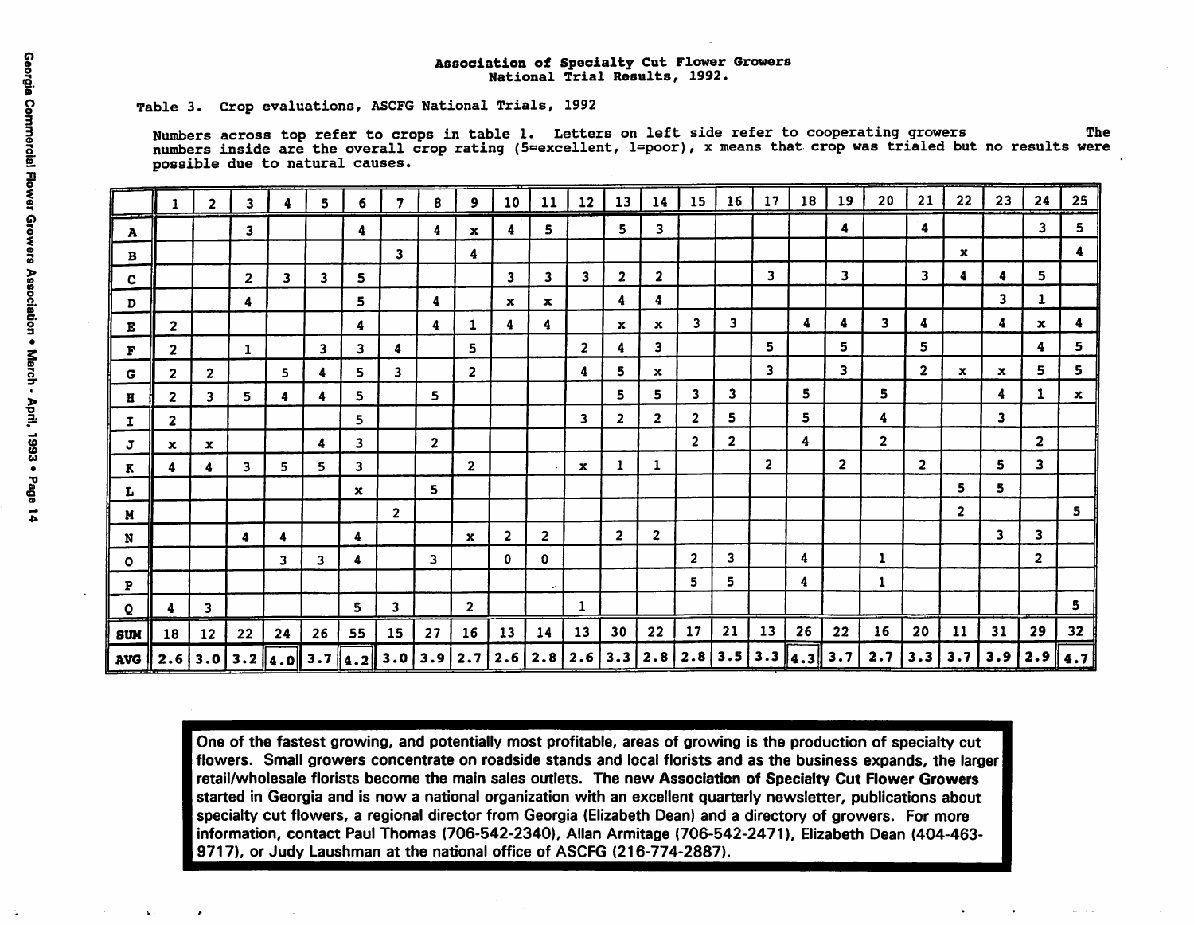# Association of Specialty Cut Flower Growers National Trial Results, 1992.

Table 3. Crop evaluations, ASCFG National Trials, 1992

Numbers across top refer to crops in table 1. Letters on left side refer to cooperating growers The numbers inside are the overall crop rating (5=excellent, 1=poor), x means that crop was trialed but no results were possible due to natural causes.

| | 1 | 2 | 3 | 4 | 5 | 6 | 7 | 8 | 9 | 10 | 11 | 12 | 13 | 14 | 15 | 16 | 17 | 18 | 19 | 20 | 21 | 22 | 23 | 24 | 25 |
|---|---|---|---|---|---|---|---|---|---|---|---|---|---|---|---|---|---|---|---|---|---|---|---|---|---|
| A | | | 3 | | | 4 | | 4 | x | 4 | 5 | | 5 | 3 | | | | | 4 | | 4 | | | 3 | 5 |
| B | | | | | | | 3 | | 4 | | | | | | | | | | | | | x | | | 4 |
| C | | | 2 | 3 | 3 | 5 | | | | 3 | 3 | 3 | 2 | 2 | | | 3 | | 3 | | 3 | 4 | 4 | 5 | |
| D | | | 4 | | | 5 | | 4 | | x | x | | 4 | 4 | | | | | | | | | 3 | 1 | |
| E | 2 | | | | | 4 | | 4 | 1 | 4 | 4 | | x | x | 3 | 3 | | 4 | 4 | 3 | 4 | | 4 | x | 4 |
| F | 2 | | 1 | | 3 | 3 | 4 | | 5 | | | 2 | 4 | 3 | | | 5 | | 5 | | 5 | | | 4 | 5 |
| G | 2 | 2 | | 5 | 4 | 5 | 3 | | 2 | | | 4 | 5 | x | | | 3 | | 3 | | 2 | x | x | 5 | 5 |
| H | 2 | 3 | 5 | 4 | 4 | 5 | | 5 | | | | | 5 | 5 | 3 | 3 | | 5 | | 5 | | | 4 | 1 | x |
| I | 2 | | | | | 5 | | | | | | 3 | 2 | 2 | 2 | 5 | | 5 | | 4 | | | 3 | | |
| J | x | x | | | 4 | 3 | | 2 | | | | | | | 2 | 2 | | 4 | | 2 | | | | 2 | |
| K | 4 | 4 | 3 | 5 | 5 | 3 | | | 2 | | | x | 1 | 1 | | | 2 | | 2 | | 2 | | 5 | 3 | |
| L | | | | | | x | | 5 | | | | | | | | | | | | | | 5 | 5 | | |
| M | | | | | | | 2 | | | | | | | | | | | | | | | 2 | | | 5 |
| N | | | 4 | 4 | | 4 | | | x | 2 | 2 | | 2 | 2 | | | | | | | | | 3 | 3 | |
| O | | | | 3 | 3 | 4 | | 3 | | 0 | 0 | | | | 2 | 3 | | 4 | | 1 | | | | 2 | |
| P | | | | | | | | | | | | | | | 5 | 5 | | 4 | | 1 | | | | | |
| Q | 4 | 3 | | | | 5 | 3 | | 2 | | | 1 | | | | | | | | | | | | | 5 |
| SUM | 18 | 12 | 22 | 24 | 26 | 55 | 15 | 27 | 16 | 13 | 14 | 13 | 30 | 22 | 17 | 21 | 13 | 26 | 22 | 16 | 20 | 11 | 31 | 29 | 32 |
| AVG | 2.6 | 3.0 | 3.2 | 4.0 | 3.7 | 4.2 | 3.0 | 3.9 | 2.7 | 2.6 | 2.8 | 2.6 | 3.3 | 2.8 | 2.8 | 3.5 | 3.3 | 4.3 | 3.7 | 2.7 | 3.3 | 3.7 | 3.9 | 2.9 | 4.7 |

One of the fastest growing, and potentially most profitable, areas of growing is the production of specialty cut flowers. Small growers concentrate on roadside stands and local florists and as the business expands, the larger retail/wholesale florists become the main sales outlets. The new **Association of Specialty Cut Flower Growers** started in Georgia and is now a national organization with an excellent quarterly newsletter, publications about specialty cut flowers, a regional director from Georgia (Elizabeth Dean) and a directory of growers. For more information, contact Paul Thomas (706-542-2340), Allan Armitage (706-542-2471), Elizabeth Dean (404-463-9717), or Judy Laushman at the national office of ASCFG (216-774-2887).